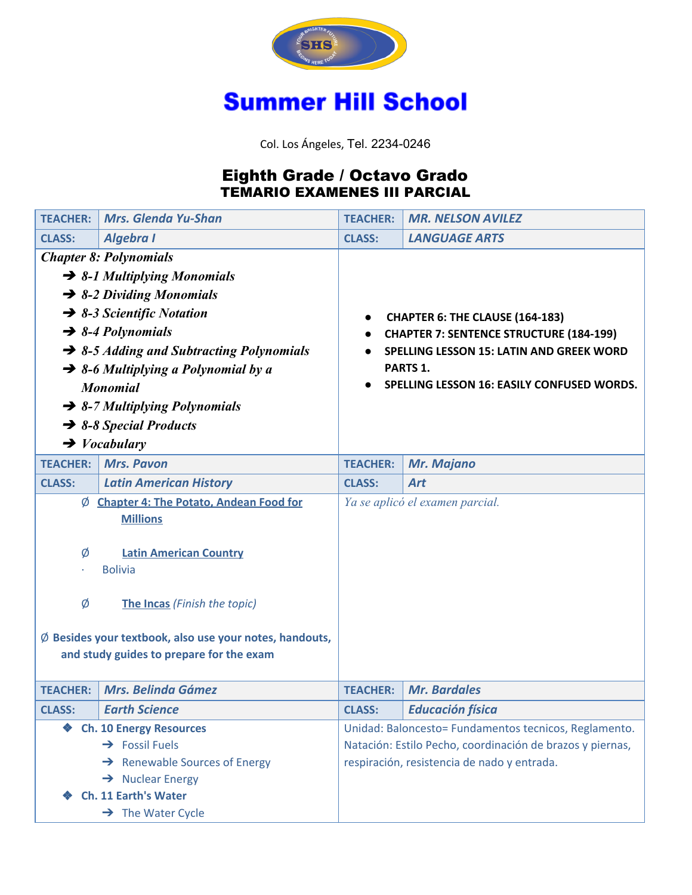# Summer Hill School

Col. Los Ángeles, Tel. 2234-0246

## Eighth Grade / Octavo Grado
### TEMARIO EXAMENES III PARCIAL

| TEACHER: | *Mrs. Glenda Yu-Shan* | TEACHER: | *MR. NELSON AVILEZ* |
|---|---|---|---|
| CLASS: | *Algebra I* | CLASS: | *LANGUAGE ARTS* |
| *Chapter 8: Polynomials*<br>➔ *8-1 Multiplying Monomials*<br>➔ *8-2 Dividing Monomials*<br>➔ *8-3 Scientific Notation*<br>➔ *8-4 Polynomials*<br>➔ *8-5 Adding and Subtracting Polynomials*<br>➔ *8-6 Multiplying a Polynomial by a Monomial*<br>➔ *8-7 Multiplying Polynomials*<br>➔ *8-8 Special Products*<br>➔ *Vocabulary* | | • **CHAPTER 6: THE CLAUSE (164-183)**<br>• **CHAPTER 7: SENTENCE STRUCTURE (184-199)**<br>• **SPELLING LESSON 15: LATIN AND GREEK WORD PARTS 1.**<br>• **SPELLING LESSON 16: EASILY CONFUSED WORDS.** | |
| TEACHER: | *Mrs. Pavon* | TEACHER: | *Mr. Majano* |
| CLASS: | *Latin American History* | CLASS: | *Art* |
| Ø **Chapter 4: The Potato, Andean Food for Millions**<br>Ø **Latin American Country**<br>· Bolivia<br>Ø **The Incas** *(Finish the topic)*<br>Ø **Besides your textbook, also use your notes, handouts, and study guides to prepare for the exam** | | *Ya se aplicó el examen parcial.* | |
| TEACHER: | *Mrs. Belinda Gámez* | TEACHER: | *Mr. Bardales* |
| CLASS: | *Earth Science* | CLASS: | *Educación física* |
| ❖ **Ch. 10 Energy Resources**<br>➔ Fossil Fuels<br>➔ Renewable Sources of Energy<br>➔ Nuclear Energy<br>❖ **Ch. 11 Earth's Water**<br>➔ The Water Cycle | | Unidad: Baloncesto= Fundamentos tecnicos, Reglamento. Natación: Estilo Pecho, coordinación de brazos y piernas, respiración, resistencia de nado y entrada. | |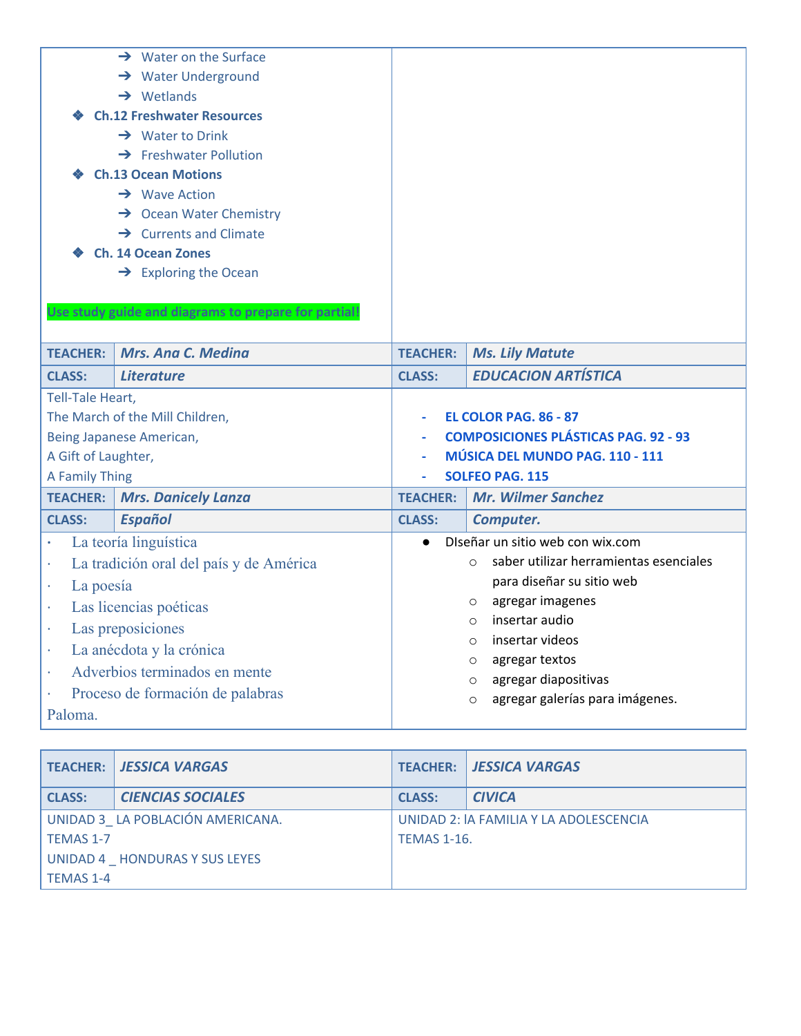| | |
|---|---|
| → Water on the Surface<br>→ Water Underground<br>→ Wetlands<br>❖ **Ch.12 Freshwater Resources**<br>→ Water to Drink<br>→ Freshwater Pollution<br>❖ **Ch.13 Ocean Motions**<br>→ Wave Action<br>→ Ocean Water Chemistry<br>→ Currents and Climate<br>❖ **Ch. 14 Ocean Zones**<br>→ Exploring the Ocean<br><br>**Use study guide and diagrams to prepare for partial!** | |

| **TEACHER:** | ***Mrs. Ana C. Medina*** | **TEACHER:** | ***Ms. Lily Matute*** |
|---|---|---|---|
| **CLASS:** | ***Literature*** | **CLASS:** | ***EDUCACION ARTÍSTICA*** |
| Tell-Tale Heart,<br>The March of the Mill Children,<br>Being Japanese American,<br>A Gift of Laughter,<br>A Family Thing | | - **EL COLOR PAG. 86 - 87**<br>- **COMPOSICIONES PLÁSTICAS PAG. 92 - 93**<br>- **MÚSICA DEL MUNDO PAG. 110 - 111**<br>- **SOLFEO PAG. 115** | |
| **TEACHER:** | ***Mrs. Danicely Lanza*** | **TEACHER:** | ***Mr. Wilmer Sanchez*** |
| **CLASS:** | ***Español*** | **CLASS:** | ***Computer.*** |
| · La teoría linguística<br>· La tradición oral del país y de América<br>· La poesía<br>· Las licencias poéticas<br>· Las preposiciones<br>· La anécdota y la crónica<br>· Adverbios terminados en mente<br>· Proceso de formación de palabras<br>Paloma. | | ● DIseñar un sitio web con wix.com<br>○ saber utilizar herramientas esenciales para diseñar su sitio web<br>○ agregar imagenes<br>○ insertar audio<br>○ insertar videos<br>○ agregar textos<br>○ agregar diapositivas<br>○ agregar galerías para imágenes. | |

| **TEACHER:** | ***JESSICA VARGAS*** | **TEACHER:** | ***JESSICA VARGAS*** |
|---|---|---|---|
| **CLASS:** | ***CIENCIAS SOCIALES*** | **CLASS:** | ***CIVICA*** |
| UNIDAD 3_ LA POBLACIÓN AMERICANA.<br>TEMAS 1-7<br>UNIDAD 4 _ HONDURAS Y SUS LEYES<br>TEMAS 1-4 | | UNIDAD 2: lA FAMILIA Y LA ADOLESCENCIA<br>TEMAS 1-16. | |